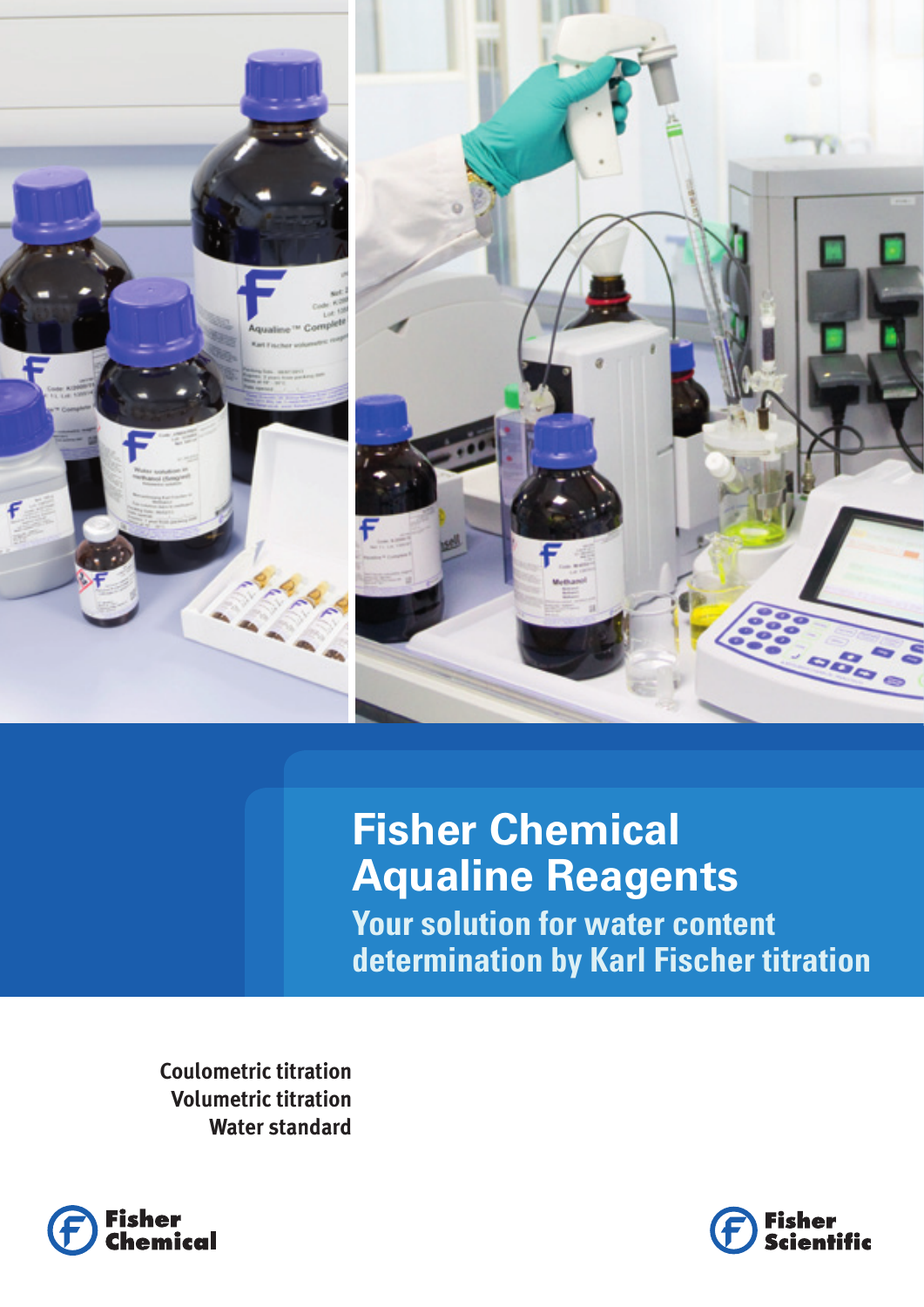# Fisher Chemical Aqualine Reagents

## Your solution for water content determination by Karl Fischer titration

Coulometric titration
Volumetric titration
Water standard

Fisher Chemical

Fisher Scientific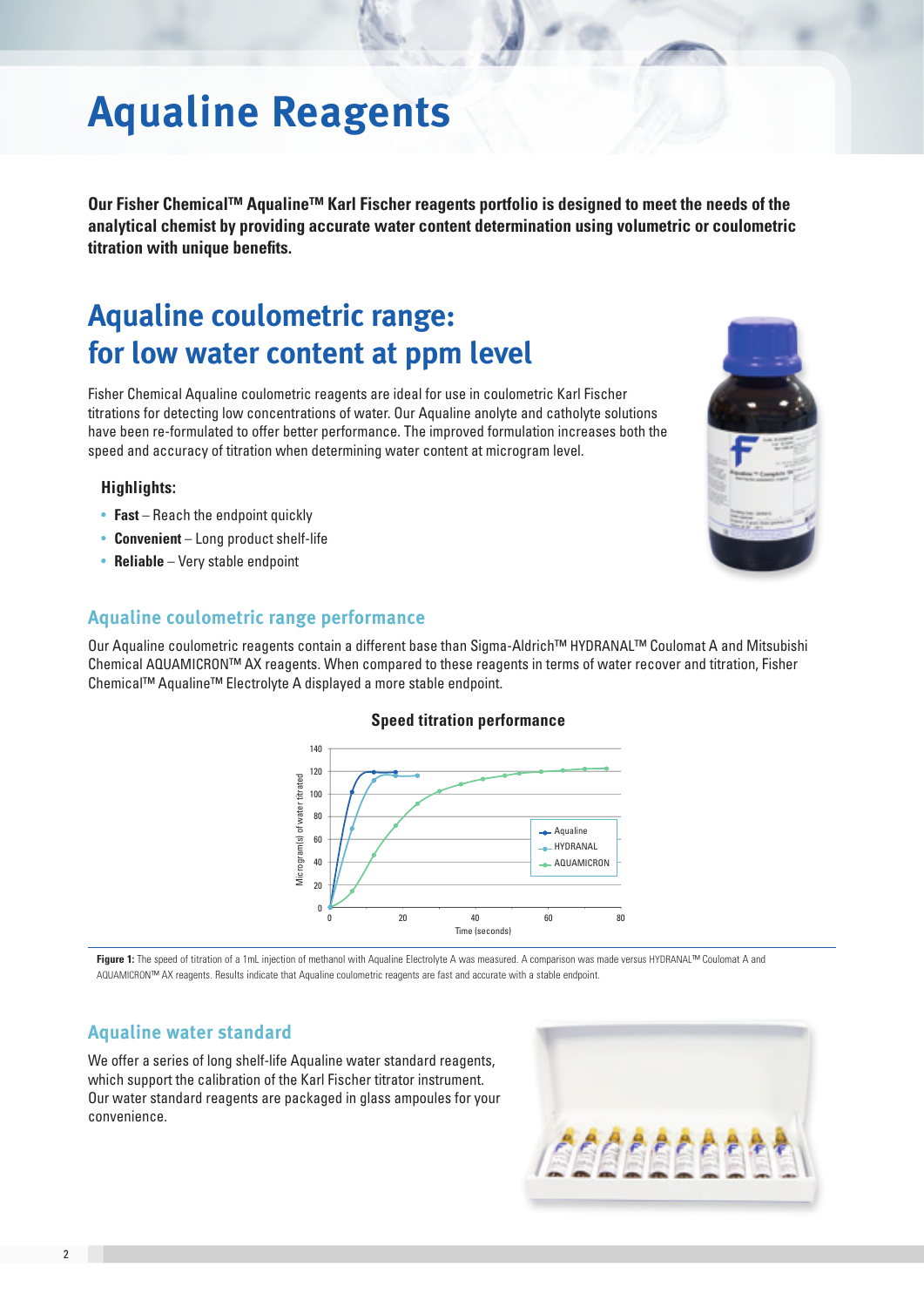# Aqualine Reagents

**Our Fisher Chemical™ Aqualine™ Karl Fischer reagents portfolio is designed to meet the needs of the analytical chemist by providing accurate water content determination using volumetric or coulometric titration with unique benefits.**

## Aqualine coulometric range: for low water content at ppm level

Fisher Chemical Aqualine coulometric reagents are ideal for use in coulometric Karl Fischer titrations for detecting low concentrations of water. Our Aqualine anolyte and catholyte solutions have been re-formulated to offer better performance. The improved formulation increases both the speed and accuracy of titration when determining water content at microgram level.

### Highlights:

- **Fast** – Reach the endpoint quickly
- **Convenient** – Long product shelf-life
- **Reliable** – Very stable endpoint

### Aqualine coulometric range performance

Our Aqualine coulometric reagents contain a different base than Sigma-Aldrich™ HYDRANAL™ Coulomat A and Mitsubishi Chemical AQUAMICRON™ AX reagents. When compared to these reagents in terms of water recover and titration, Fisher Chemical™ Aqualine™ Electrolyte A displayed a more stable endpoint.

**Speed titration performance**

**Figure 1:** The speed of titration of a 1mL injection of methanol with Aqualine Electrolyte A was measured. A comparison was made versus HYDRANAL™ Coulomat A and AQUAMICRON™ AX reagents. Results indicate that Aqualine coulometric reagents are fast and accurate with a stable endpoint.

### Aqualine water standard

We offer a series of long shelf-life Aqualine water standard reagents, which support the calibration of the Karl Fischer titrator instrument. Our water standard reagents are packaged in glass ampoules for your convenience.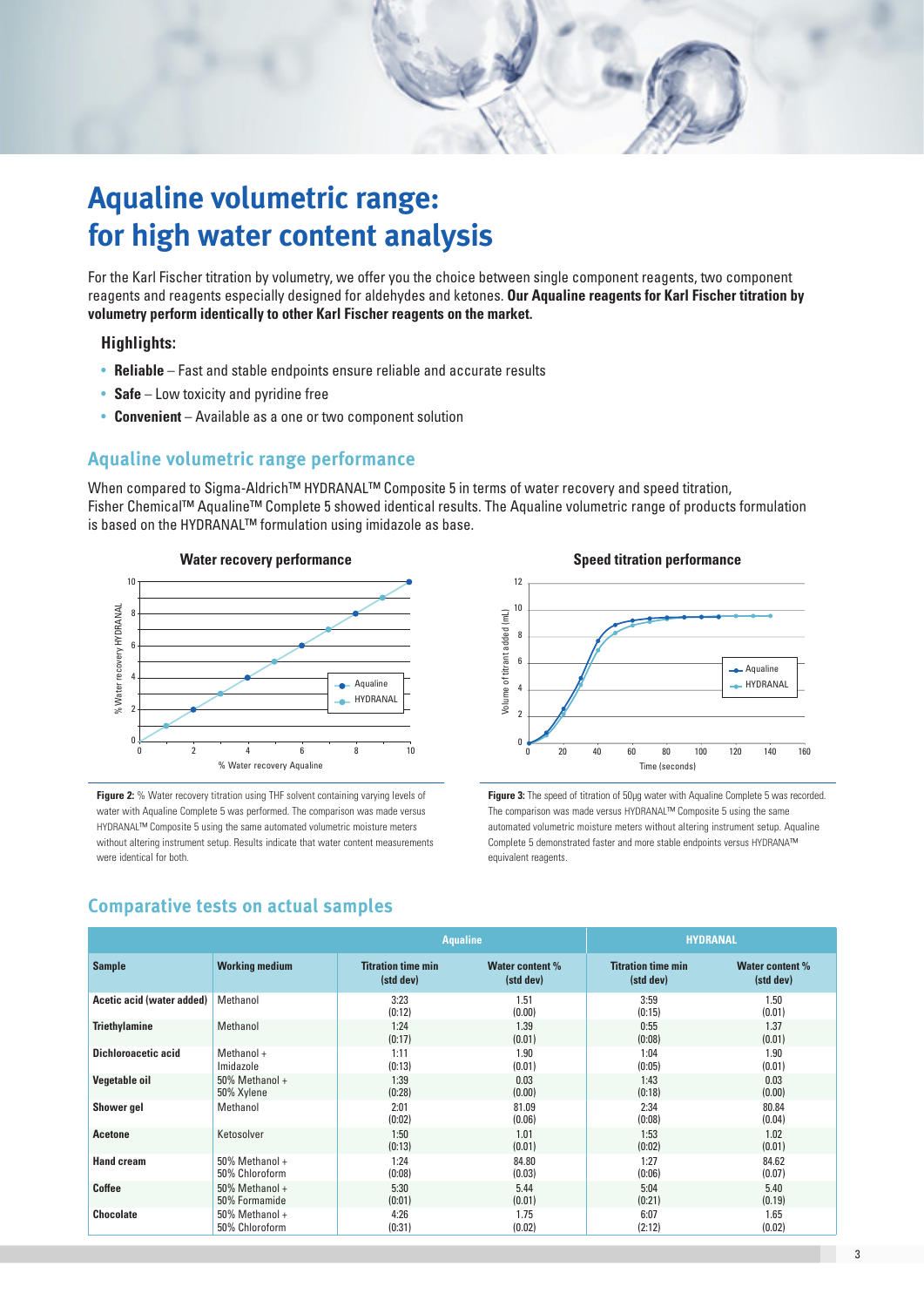# Aqualine volumetric range: for high water content analysis

For the Karl Fischer titration by volumetry, we offer you the choice between single component reagents, two component reagents and reagents especially designed for aldehydes and ketones. **Our Aqualine reagents for Karl Fischer titration by volumetry perform identically to other Karl Fischer reagents on the market.**

### Highlights:

- **Reliable** – Fast and stable endpoints ensure reliable and accurate results
- **Safe** – Low toxicity and pyridine free
- **Convenient** – Available as a one or two component solution

## Aqualine volumetric range performance

When compared to Sigma-Aldrich™ HYDRANAL™ Composite 5 in terms of water recovery and speed titration, Fisher Chemical™ Aqualine™ Complete 5 showed identical results. The Aqualine volumetric range of products formulation is based on the HYDRANAL™ formulation using imidazole as base.

**Figure 2:** % Water recovery titration using THF solvent containing varying levels of water with Aqualine Complete 5 was performed. The comparison was made versus HYDRANAL™ Composite 5 using the same automated volumetric moisture meters without altering instrument setup. Results indicate that water content measurements were identical for both.

**Figure 3:** The speed of titration of 50µg water with Aqualine Complete 5 was recorded. The comparison was made versus HYDRANAL™ Composite 5 using the same automated volumetric moisture meters without altering instrument setup. Aqualine Complete 5 demonstrated faster and more stable endpoints versus HYDRANA™ equivalent reagents.

## Comparative tests on actual samples

| | | Aqualine | | HYDRANAL | |
|---|---|---|---|---|---|
| **Sample** | **Working medium** | **Titration time min (std dev)** | **Water content % (std dev)** | **Titration time min (std dev)** | **Water content % (std dev)** |
| **Acetic acid (water added)** | Methanol | 3:23 (0:12) | 1.51 (0.00) | 3:59 (0:15) | 1.50 (0.01) |
| **Triethylamine** | Methanol | 1:24 (0:17) | 1.39 (0.01) | 0:55 (0:08) | 1.37 (0.01) |
| **Dichloroacetic acid** | Methanol + Imidazole | 1:11 (0:13) | 1.90 (0.01) | 1:04 (0:05) | 1.90 (0.01) |
| **Vegetable oil** | 50% Methanol + 50% Xylene | 1:39 (0:28) | 0.03 (0.00) | 1:43 (0:18) | 0.03 (0.00) |
| **Shower gel** | Methanol | 2:01 (0:02) | 81.09 (0.06) | 2:34 (0:08) | 80.84 (0.04) |
| **Acetone** | Ketosolver | 1:50 (0:13) | 1.01 (0.01) | 1:53 (0:02) | 1.02 (0.01) |
| **Hand cream** | 50% Methanol + 50% Chloroform | 1:24 (0:08) | 84.80 (0.03) | 1:27 (0:06) | 84.62 (0.07) |
| **Coffee** | 50% Methanol + 50% Formamide | 5:30 (0:01) | 5.44 (0.01) | 5:04 (0:21) | 5.40 (0.19) |
| **Chocolate** | 50% Methanol + 50% Chloroform | 4:26 (0:31) | 1.75 (0.02) | 6:07 (2:12) | 1.65 (0.02) |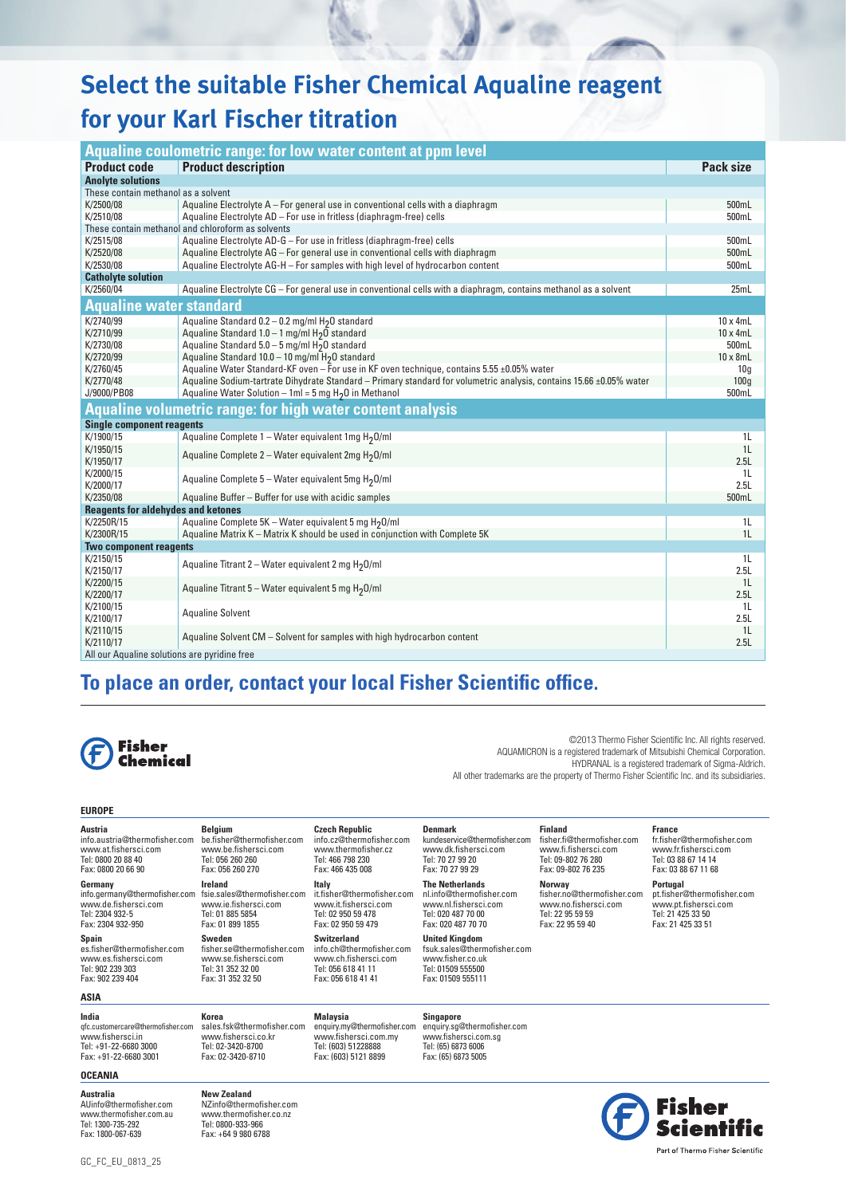# Select the suitable Fisher Chemical Aqualine reagent for your Karl Fischer titration

| Product code | Product description | Pack size |
|---|---|---|
| **Aqualine coulometric range: for low water content at ppm level** | | |
| **Anolyte solutions** | | |
| These contain methanol as a solvent | | |
| K/2500/08 | Aqualine Electrolyte A – For general use in conventional cells with a diaphragm | 500mL |
| K/2510/08 | Aqualine Electrolyte AD – For use in fritless (diaphragm-free) cells | 500mL |
| These contain methanol and chloroform as solvents | | |
| K/2515/08 | Aqualine Electrolyte AD-G – For use in fritless (diaphragm-free) cells | 500mL |
| K/2520/08 | Aqualine Electrolyte AG – For general use in conventional cells with diaphragm | 500mL |
| K/2530/08 | Aqualine Electrolyte AG-H – For samples with high level of hydrocarbon content | 500mL |
| **Catholyte solution** | | |
| K/2560/04 | Aqualine Electrolyte CG – For general use in conventional cells with a diaphragm, contains methanol as a solvent | 25mL |
| **Aqualine water standard** | | |
| K/2740/99 | Aqualine Standard 0.2 – 0.2 mg/ml $H_2O$ standard | 10 x 4mL |
| K/2710/99 | Aqualine Standard 1.0 – 1 mg/ml $H_2O$ standard | 10 x 4mL |
| K/2730/08 | Aqualine Standard 5.0 – 5 mg/ml $H_2O$ standard | 500mL |
| K/2720/99 | Aqualine Standard 10.0 – 10 mg/ml $H_2O$ standard | 10 x 8mL |
| K/2760/45 | Aqualine Water Standard-KF oven – For use in KF oven technique, contains 5.55 ±0.05% water | 10g |
| K/2770/48 | Aqualine Sodium-tartrate Dihydrate Standard – Primary standard for volumetric analysis, contains 15.66 ±0.05% water | 100g |
| J/9000/PB08 | Aqualine Water Solution – 1ml = 5 mg $H_2O$ in Methanol | 500mL |
| **Aqualine volumetric range: for high water content analysis** | | |
| **Single component reagents** | | |
| K/1900/15 | Aqualine Complete 1 – Water equivalent 1mg $H_2O$/ml | 1L |
| K/1950/15<br>K/1950/17 | Aqualine Complete 2 – Water equivalent 2mg $H_2O$/ml | 1L<br>2.5L |
| K/2000/15<br>K/2000/17 | Aqualine Complete 5 – Water equivalent 5mg $H_2O$/ml | 1L<br>2.5L |
| K/2350/08 | Aqualine Buffer – Buffer for use with acidic samples | 500mL |
| **Reagents for aldehydes and ketones** | | |
| K/2250R/15 | Aqualine Complete 5K – Water equivalent 5 mg $H_2O$/ml | 1L |
| K/2300R/15 | Aqualine Matrix K – Matrix K should be used in conjunction with Complete 5K | 1L |
| **Two component reagents** | | |
| K/2150/15<br>K/2150/17 | Aqualine Titrant 2 – Water equivalent 2 mg $H_2O$/ml | 1L<br>2.5L |
| K/2200/15<br>K/2200/17 | Aqualine Titrant 5 – Water equivalent 5 mg $H_2O$/ml | 1L<br>2.5L |
| K/2100/15<br>K/2100/17 | Aqualine Solvent | 1L<br>2.5L |
| K/2110/15<br>K/2110/17 | Aqualine Solvent CM – Solvent for samples with high hydrocarbon content | 1L<br>2.5L |
| All our Aqualine solutions are pyridine free | | |

## To place an order, contact your local Fisher Scientific office.

Fisher Chemical

©2013 Thermo Fisher Scientific Inc. All rights reserved.
AQUAMICRON is a registered trademark of Mitsubishi Chemical Corporation.
HYDRANAL is a registered trademark of Sigma-Aldrich.
All other trademarks are the property of Thermo Fisher Scientific Inc. and its subsidiaries.

### EUROPE

**Austria**
info.austria@thermofisher.com
www.at.fishersci.com
Tel: 0800 20 88 40
Fax: 0800 20 66 90

**Belgium**
be.fisher@thermofisher.com
www.be.fishersci.com
Tel: 056 260 260
Fax: 056 260 270

**Czech Republic**
info.cz@thermofisher.com
www.thermofisher.cz
Tel: 466 798 230
Fax: 466 435 008

**Denmark**
kundeservice@thermofisher.com
www.dk.fishersci.com
Tel: 70 27 99 20
Fax: 70 27 99 29

**Finland**
fisher.fi@thermofisher.com
www.fi.fishersci.com
Tel: 09-802 76 280
Fax: 09-802 76 235

**France**
fr.fisher@thermofisher.com
www.fr.fishersci.com
Tel: 03 88 67 14 14
Fax: 03 88 67 11 68

**Germany**
info.germany@thermofisher.com
www.de.fishersci.com
Tel: 2304 932-5
Fax: 2304 932-950

**Ireland**
fsie.sales@thermofisher.com
www.ie.fishersci.com
Tel: 01 885 5854
Fax: 01 899 1855

**Italy**
it.fisher@thermofisher.com
www.it.fishersci.com
Tel: 02 950 59 478
Fax: 02 950 59 479

**The Netherlands**
nl.info@thermofisher.com
www.nl.fishersci.com
Tel: 020 487 70 00
Fax: 020 487 70 70

**Norway**
fisher.no@thermofisher.com
www.no.fishersci.com
Tel: 22 95 59 59
Fax: 22 95 59 40

**Portugal**
pt.fisher@thermofisher.com
www.pt.fishersci.com
Tel: 21 425 33 50
Fax: 21 425 33 51

**Spain**
es.fisher@thermofisher.com
www.es.fishersci.com
Tel: 902 239 303
Fax: 902 239 404

**Sweden**
fisher.se@thermofisher.com
www.se.fishersci.com
Tel: 31 352 32 00
Fax: 31 352 32 50

**Switzerland**
info.ch@thermofisher.com
www.ch.fishersci.com
Tel: 056 618 41 11
Fax: 056 618 41 41

**United Kingdom**
fsuk.sales@thermofisher.com
www.fisher.co.uk
Tel: 01509 555500
Fax: 01509 555111

### ASIA

**India**
qfc.customercare@thermofisher.com
www.fishersci.in
Tel: +91-22-6680 3000
Fax: +91-22-6680 3001

**Korea**
sales.fsk@thermofisher.com
www.fishersci.co.kr
Tel: 02-3420-8700
Fax: 02-3420-8710

**Malaysia**
enquiry.my@thermofisher.com
www.fishersci.com.my
Tel: (603) 51228888
Fax: (603) 5121 8899

**Singapore**
enquiry.sg@thermofisher.com
www.fishersci.com.sg
Tel: (65) 6873 6006
Fax: (65) 6873 5005

### OCEANIA

**Australia**
AUinfo@thermofisher.com
www.thermofisher.com.au
Tel: 1300-735-292
Fax: 1800-067-639

**New Zealand**
NZinfo@thermofisher.com
www.thermofisher.co.nz
Tel: 0800-933-966
Fax: +64 9 980 6788

Fisher Scientific
Part of Thermo Fisher Scientific

GC_FC_EU_0813_25